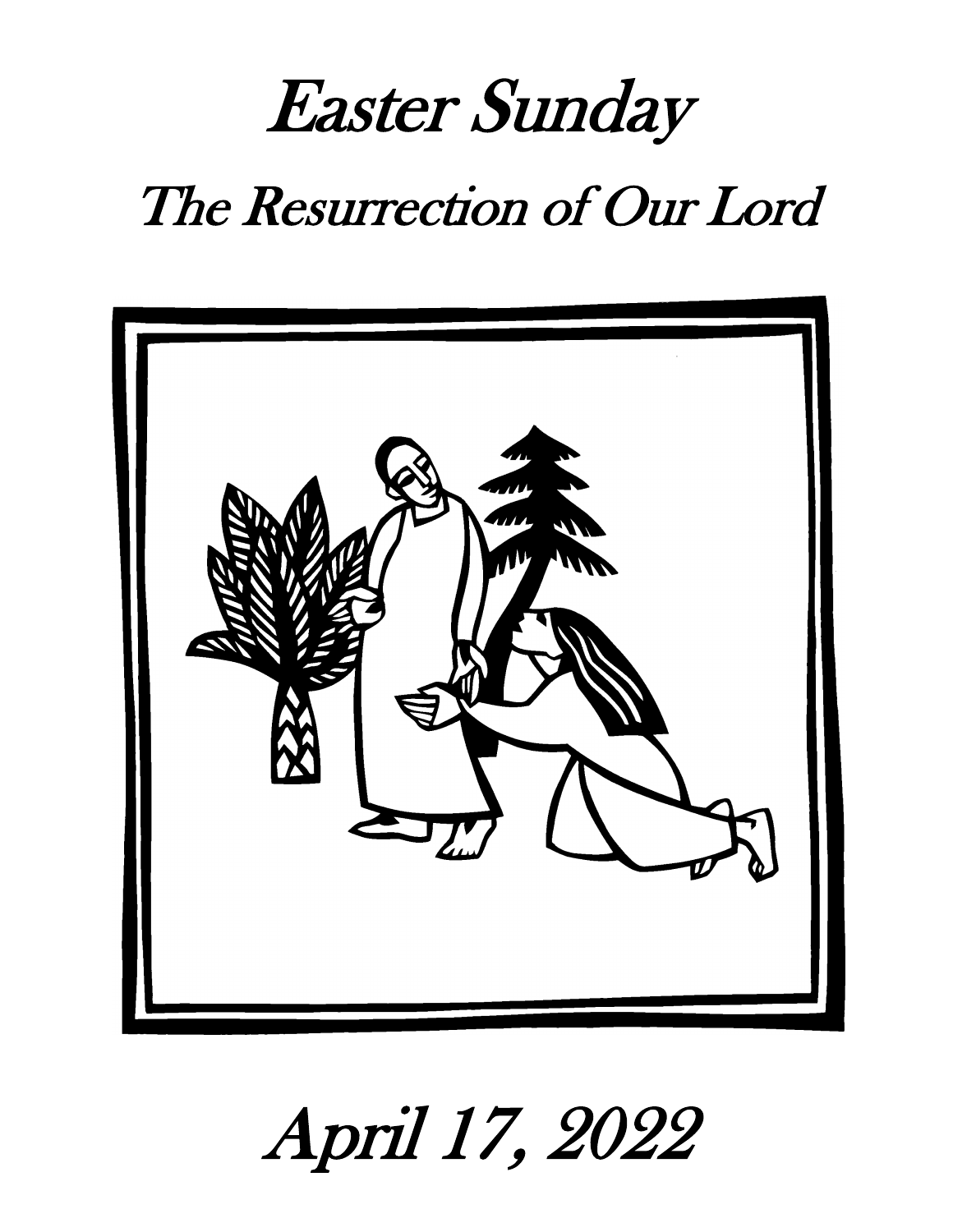# *Easter Sunday*

## *The Resurrection of Our Lord*

*April 17, 2022*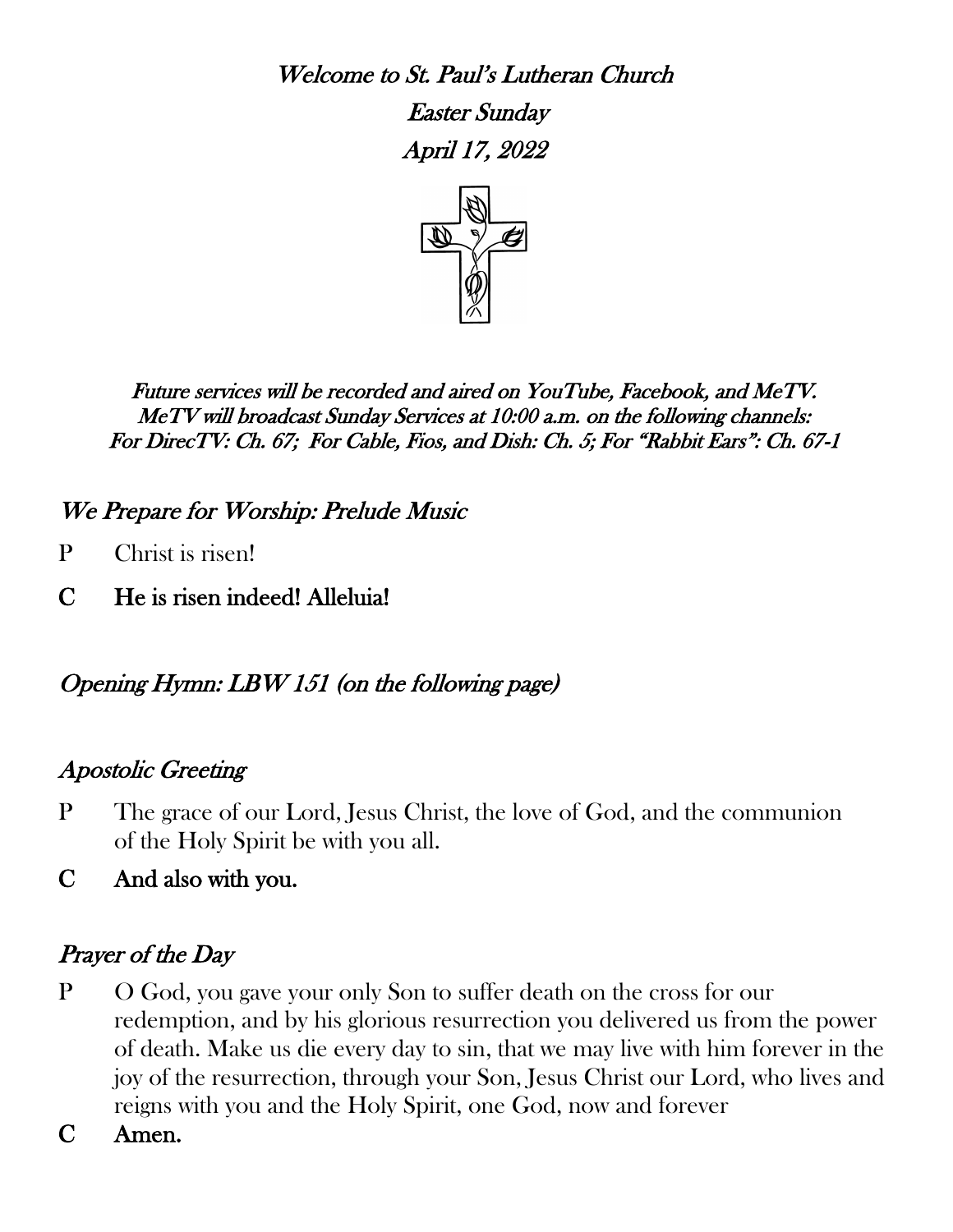*Welcome to St. Paul's Lutheran Church*

*Easter Sunday*

*April 17, 2022*

*Future services will be recorded and aired on YouTube, Facebook, and MeTV. MeTV will broadcast Sunday Services at 10:00 a.m. on the following channels: For DirecTV: Ch. 67; For Cable, Fios, and Dish: Ch. 5; For "Rabbit Ears": Ch. 67-1*

## *We Prepare for Worship: Prelude Music*

P Christ is risen!

**C He is risen indeed! Alleluia!**

## *Opening Hymn: LBW 151 (on the following page)*

## *Apostolic Greeting*

P The grace of our Lord, Jesus Christ, the love of God, and the communion of the Holy Spirit be with you all.

**C And also with you.**

## *Prayer of the Day*

P O God, you gave your only Son to suffer death on the cross for our redemption, and by his glorious resurrection you delivered us from the power of death. Make us die every day to sin, that we may live with him forever in the joy of the resurrection, through your Son, Jesus Christ our Lord, who lives and reigns with you and the Holy Spirit, one God, now and forever

**C Amen.**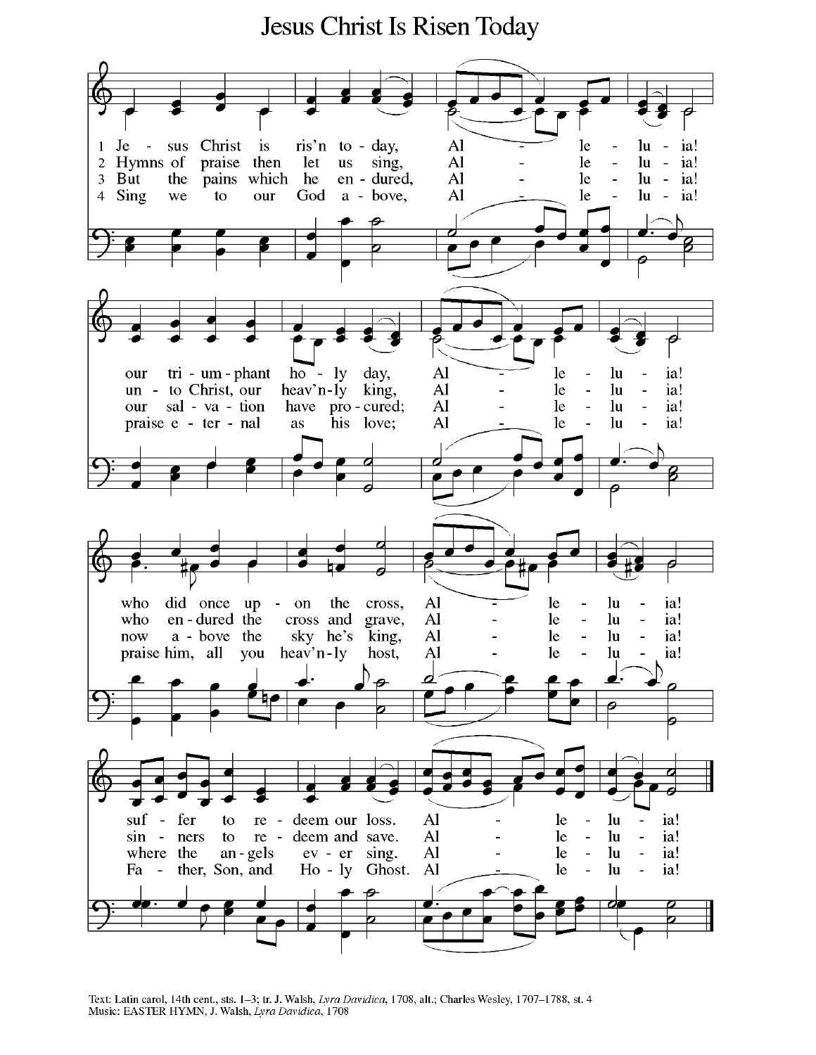# Jesus Christ Is Risen Today

1 Jesus Christ is ris'n today, Alleluia!
our triumphant holy day, Alleluia!
who did once upon the cross, Alleluia!
suffer to redeem our loss. Alleluia!

2 Hymns of praise then let us sing, Alleluia!
unto Christ, our heav'nly king, Alleluia!
who endured the cross and grave, Alleluia!
sinners to redeem and save. Alleluia!

3 But the pains which he endured, Alleluia!
our salvation have procured; Alleluia!
now above the sky he's king, Alleluia!
where the angels ever sing. Alleluia!

4 Sing we to our God above, Alleluia!
praise eternal as his love; Alleluia!
praise him, all you heav'nly host, Alleluia!
Father, Son, and Holy Ghost. Alleluia!

Text: Latin carol, 14th cent., sts. 1–3; tr. J. Walsh, *Lyra Davidica*, 1708, alt.; Charles Wesley, 1707–1788, st. 4
Music: EASTER HYMN, J. Walsh, *Lyra Davidica*, 1708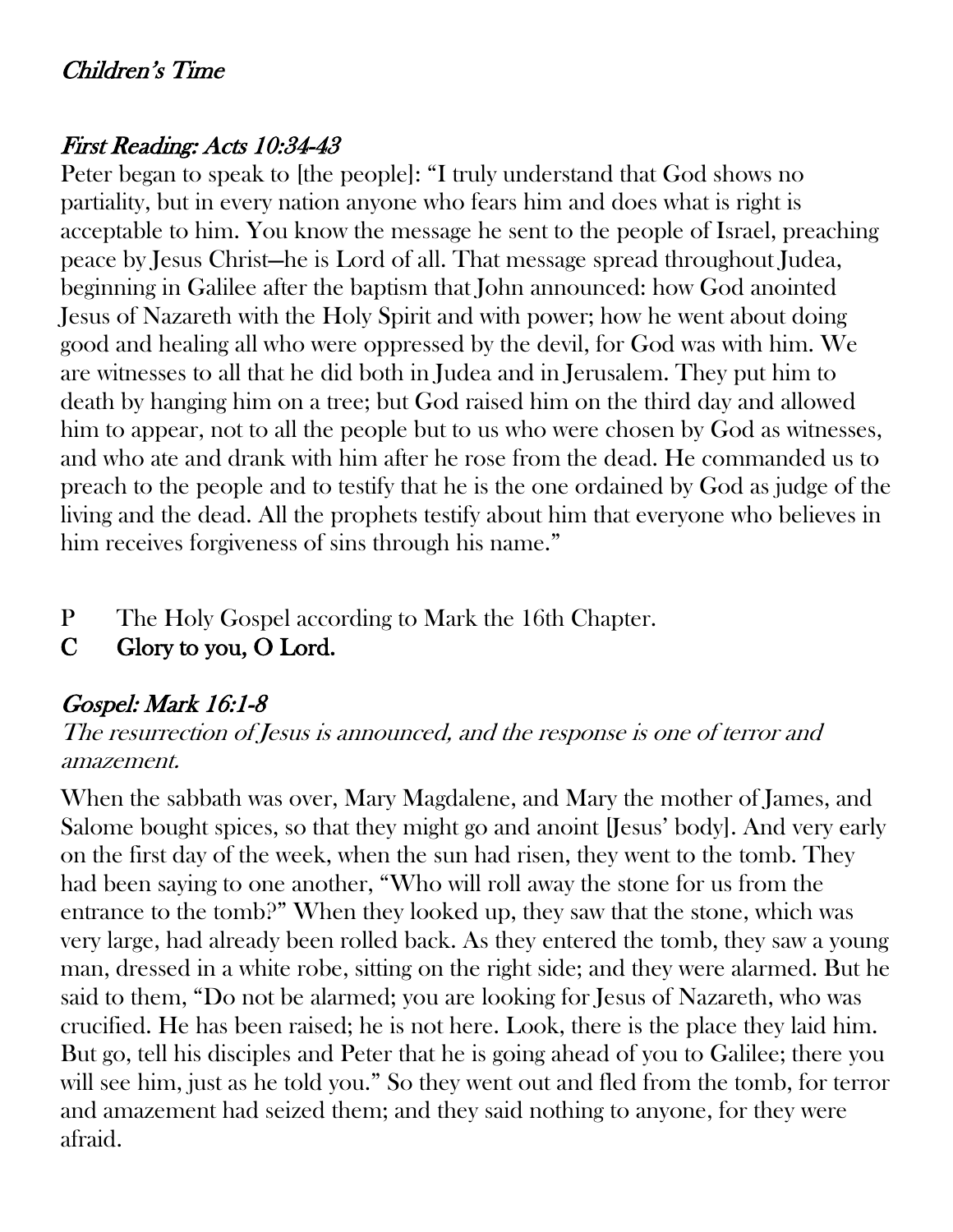*Children's Time*

*First Reading: Acts 10:34-43*

Peter began to speak to [the people]: "I truly understand that God shows no partiality, but in every nation anyone who fears him and does what is right is acceptable to him. You know the message he sent to the people of Israel, preaching peace by Jesus Christ—he is Lord of all. That message spread throughout Judea, beginning in Galilee after the baptism that John announced: how God anointed Jesus of Nazareth with the Holy Spirit and with power; how he went about doing good and healing all who were oppressed by the devil, for God was with him. We are witnesses to all that he did both in Judea and in Jerusalem. They put him to death by hanging him on a tree; but God raised him on the third day and allowed him to appear, not to all the people but to us who were chosen by God as witnesses, and who ate and drank with him after he rose from the dead. He commanded us to preach to the people and to testify that he is the one ordained by God as judge of the living and the dead. All the prophets testify about him that everyone who believes in him receives forgiveness of sins through his name."

P The Holy Gospel according to Mark the 16th Chapter.

**C Glory to you, O Lord.**

*Gospel: Mark 16:1-8*

*The resurrection of Jesus is announced, and the response is one of terror and amazement.*

When the sabbath was over, Mary Magdalene, and Mary the mother of James, and Salome bought spices, so that they might go and anoint [Jesus' body]. And very early on the first day of the week, when the sun had risen, they went to the tomb. They had been saying to one another, "Who will roll away the stone for us from the entrance to the tomb?" When they looked up, they saw that the stone, which was very large, had already been rolled back. As they entered the tomb, they saw a young man, dressed in a white robe, sitting on the right side; and they were alarmed. But he said to them, "Do not be alarmed; you are looking for Jesus of Nazareth, who was crucified. He has been raised; he is not here. Look, there is the place they laid him. But go, tell his disciples and Peter that he is going ahead of you to Galilee; there you will see him, just as he told you." So they went out and fled from the tomb, for terror and amazement had seized them; and they said nothing to anyone, for they were afraid.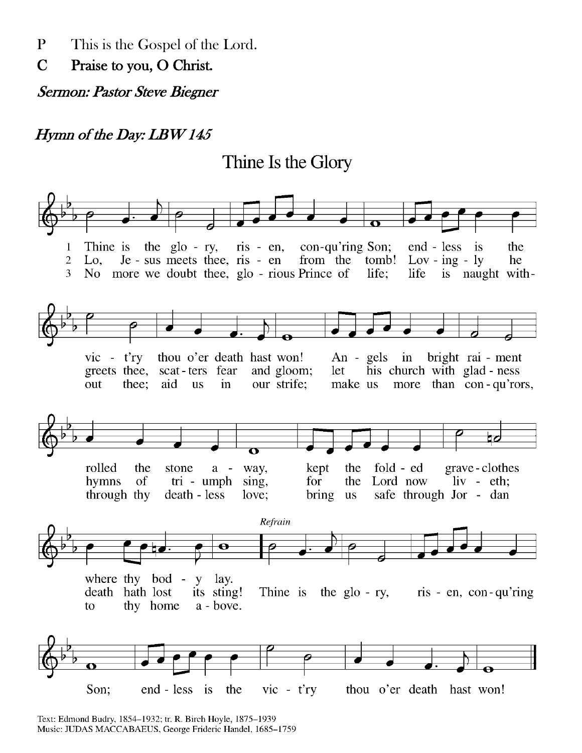P This is the Gospel of the Lord.

**C Praise to you, O Christ.**

***Sermon: Pastor Steve Biegner***

***Hymn of the Day: LBW 145***

## Thine Is the Glory

1 Thine is the glory, risen, conqu'ring Son; endless is the victory thou o'er death hast won! Angels in bright raiment rolled the stone away, kept the folded graveclothes where thy body lay.

2 Lo, Jesus meets thee, risen from the tomb! Lovingly he greets thee, scatters fear and gloom; let his church with gladness hymns of triumph sing, for the Lord now liveth; death hath lost its sting!

3 No more we doubt thee, glorious Prince of life; life is naught without thee; aid us in our strife; make us more than conqu'rors, through thy deathless love; bring us safe through Jordan to thy home above.

*Refrain*
Thine is the glory, risen, conqu'ring Son; endless is the victory thou o'er death hast won!

Text: Edmond Budry, 1854–1932; tr. R. Birch Hoyle, 1875–1939
Music: JUDAS MACCABAEUS, George Frideric Handel, 1685–1759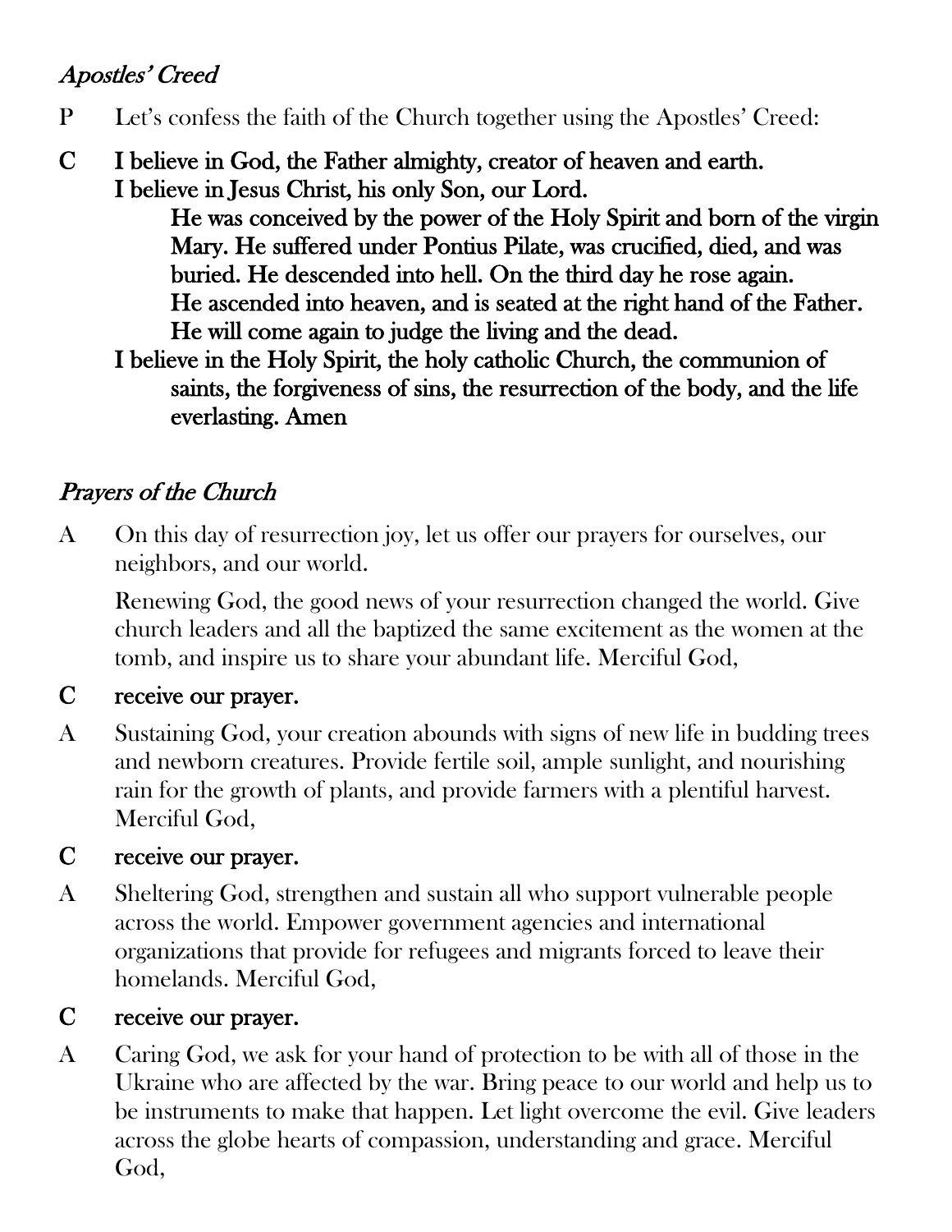### *Apostles' Creed*

P Let's confess the faith of the Church together using the Apostles' Creed:

**C I believe in God, the Father almighty, creator of heaven and earth.**
**I believe in Jesus Christ, his only Son, our Lord.**
**He was conceived by the power of the Holy Spirit and born of the virgin Mary. He suffered under Pontius Pilate, was crucified, died, and was buried. He descended into hell. On the third day he rose again. He ascended into heaven, and is seated at the right hand of the Father. He will come again to judge the living and the dead.**
**I believe in the Holy Spirit, the holy catholic Church, the communion of saints, the forgiveness of sins, the resurrection of the body, and the life everlasting. Amen**

### *Prayers of the Church*

A On this day of resurrection joy, let us offer our prayers for ourselves, our neighbors, and our world.

Renewing God, the good news of your resurrection changed the world. Give church leaders and all the baptized the same excitement as the women at the tomb, and inspire us to share your abundant life. Merciful God,

**C receive our prayer.**

A Sustaining God, your creation abounds with signs of new life in budding trees and newborn creatures. Provide fertile soil, ample sunlight, and nourishing rain for the growth of plants, and provide farmers with a plentiful harvest. Merciful God,

**C receive our prayer.**

A Sheltering God, strengthen and sustain all who support vulnerable people across the world. Empower government agencies and international organizations that provide for refugees and migrants forced to leave their homelands. Merciful God,

**C receive our prayer.**

A Caring God, we ask for your hand of protection to be with all of those in the Ukraine who are affected by the war. Bring peace to our world and help us to be instruments to make that happen. Let light overcome the evil. Give leaders across the globe hearts of compassion, understanding and grace. Merciful God,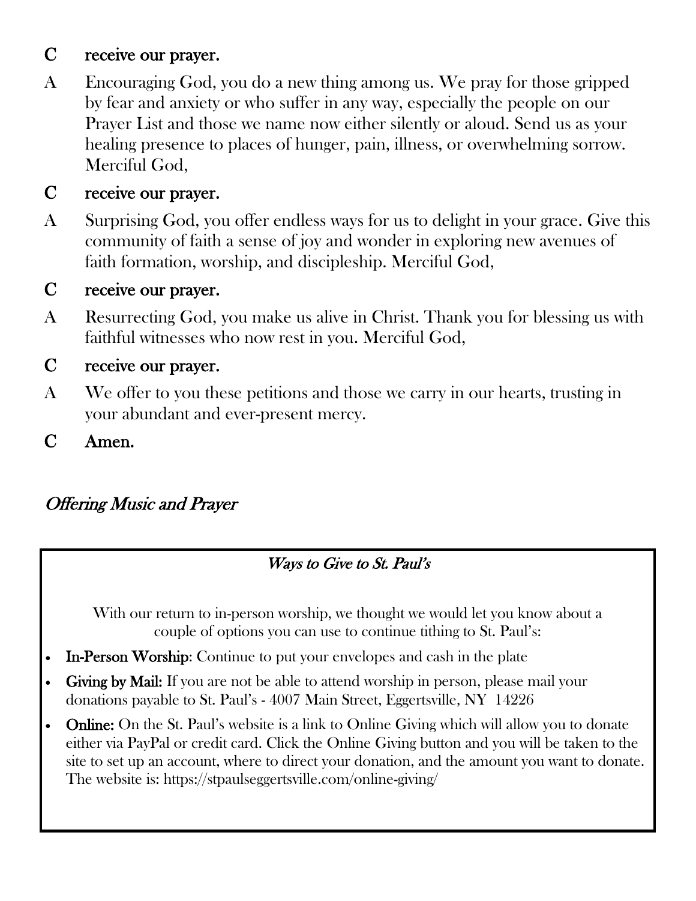**C receive our prayer.**

A Encouraging God, you do a new thing among us. We pray for those gripped by fear and anxiety or who suffer in any way, especially the people on our Prayer List and those we name now either silently or aloud. Send us as your healing presence to places of hunger, pain, illness, or overwhelming sorrow. Merciful God,

**C receive our prayer.**

A Surprising God, you offer endless ways for us to delight in your grace. Give this community of faith a sense of joy and wonder in exploring new avenues of faith formation, worship, and discipleship. Merciful God,

**C receive our prayer.**

A Resurrecting God, you make us alive in Christ. Thank you for blessing us with faithful witnesses who now rest in you. Merciful God,

**C receive our prayer.**

A We offer to you these petitions and those we carry in our hearts, trusting in your abundant and ever-present mercy.

**C Amen.**

*Offering Music and Prayer*

*Ways to Give to St. Paul's*

With our return to in-person worship, we thought we would let you know about a couple of options you can use to continue tithing to St. Paul's:

- **In-Person Worship**: Continue to put your envelopes and cash in the plate
- **Giving by Mail:** If you are not be able to attend worship in person, please mail your donations payable to St. Paul's - 4007 Main Street, Eggertsville, NY 14226
- **Online:** On the St. Paul's website is a link to Online Giving which will allow you to donate either via PayPal or credit card. Click the Online Giving button and you will be taken to the site to set up an account, where to direct your donation, and the amount you want to donate. The website is: https://stpaulseggertsville.com/online-giving/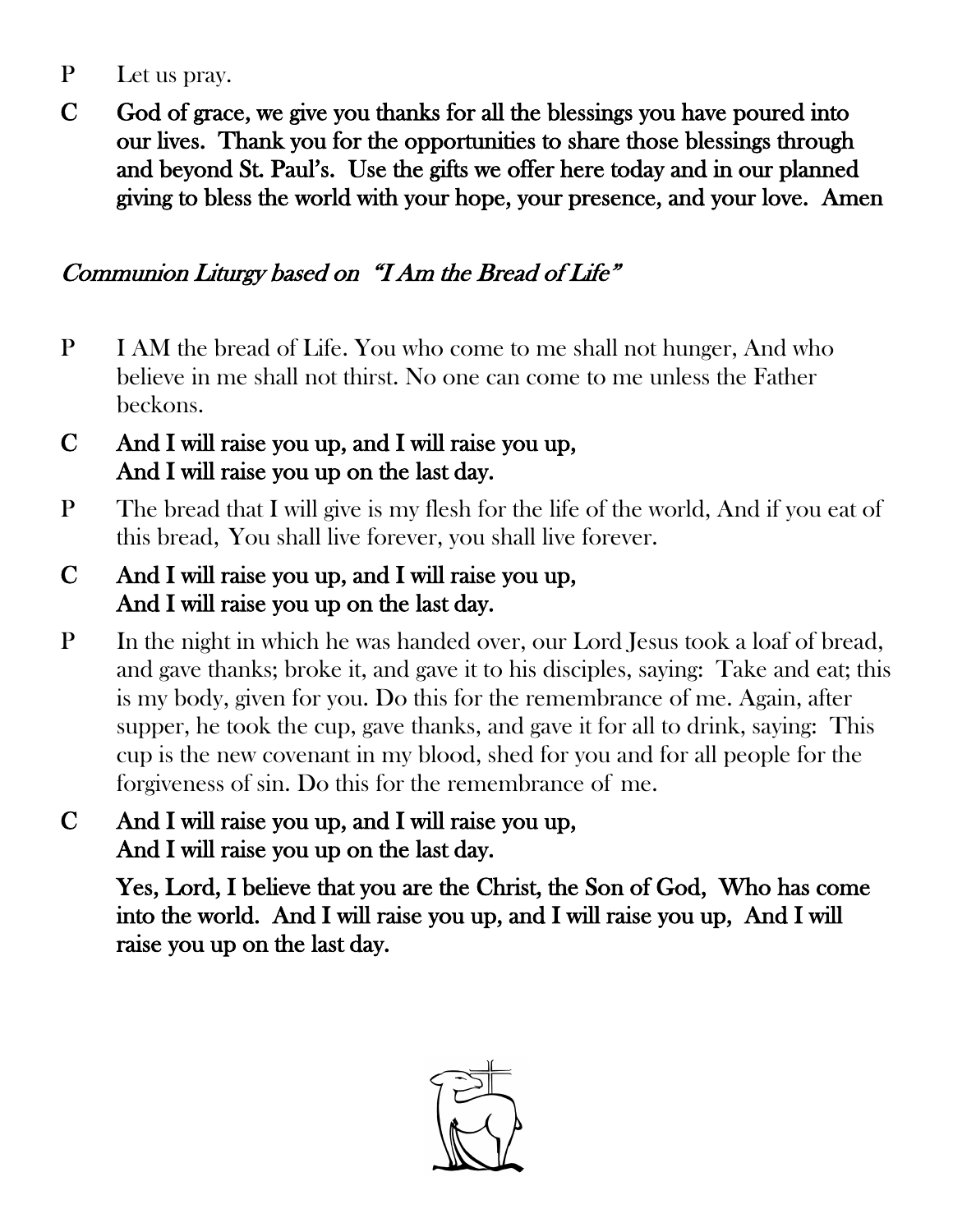P Let us pray.

**C God of grace, we give you thanks for all the blessings you have poured into our lives. Thank you for the opportunities to share those blessings through and beyond St. Paul's. Use the gifts we offer here today and in our planned giving to bless the world with your hope, your presence, and your love. Amen**

*Communion Liturgy based on "I Am the Bread of Life"*

P I AM the bread of Life. You who come to me shall not hunger, And who believe in me shall not thirst. No one can come to me unless the Father beckons.

**C And I will raise you up, and I will raise you up,
And I will raise you up on the last day.**

P The bread that I will give is my flesh for the life of the world, And if you eat of this bread, You shall live forever, you shall live forever.

**C And I will raise you up, and I will raise you up,
And I will raise you up on the last day.**

P In the night in which he was handed over, our Lord Jesus took a loaf of bread, and gave thanks; broke it, and gave it to his disciples, saying: Take and eat; this is my body, given for you. Do this for the remembrance of me. Again, after supper, he took the cup, gave thanks, and gave it for all to drink, saying: This cup is the new covenant in my blood, shed for you and for all people for the forgiveness of sin. Do this for the remembrance of me.

**C And I will raise you up, and I will raise you up,
And I will raise you up on the last day.**

**Yes, Lord, I believe that you are the Christ, the Son of God, Who has come into the world. And I will raise you up, and I will raise you up, And I will raise you up on the last day.**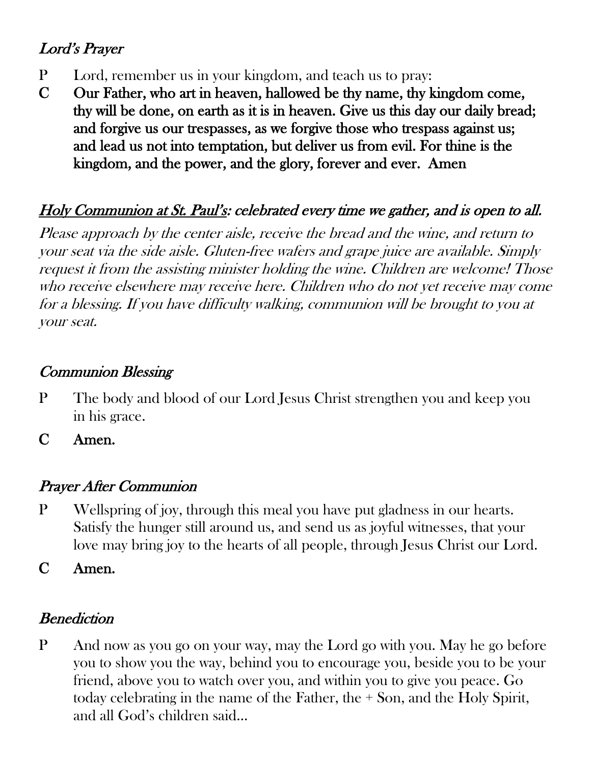### *Lord's Prayer*

P Lord, remember us in your kingdom, and teach us to pray:

**C Our Father, who art in heaven, hallowed be thy name, thy kingdom come, thy will be done, on earth as it is in heaven. Give us this day our daily bread; and forgive us our trespasses, as we forgive those who trespass against us; and lead us not into temptation, but deliver us from evil. For thine is the kingdom, and the power, and the glory, forever and ever. Amen**

### *<u>Holy Communion at St. Paul's</u>: celebrated every time we gather, and is open to all.*

*Please approach by the center aisle, receive the bread and the wine, and return to your seat via the side aisle. Gluten-free wafers and grape juice are available. Simply request it from the assisting minister holding the wine. Children are welcome! Those who receive elsewhere may receive here. Children who do not yet receive may come for a blessing. If you have difficulty walking, communion will be brought to you at your seat.*

### *Communion Blessing*

P The body and blood of our Lord Jesus Christ strengthen you and keep you in his grace.

**C Amen.**

### *Prayer After Communion*

P Wellspring of joy, through this meal you have put gladness in our hearts. Satisfy the hunger still around us, and send us as joyful witnesses, that your love may bring joy to the hearts of all people, through Jesus Christ our Lord.

**C Amen.**

### *Benediction*

P And now as you go on your way, may the Lord go with you. May he go before you to show you the way, behind you to encourage you, beside you to be your friend, above you to watch over you, and within you to give you peace. Go today celebrating in the name of the Father, the + Son, and the Holy Spirit, and all God's children said…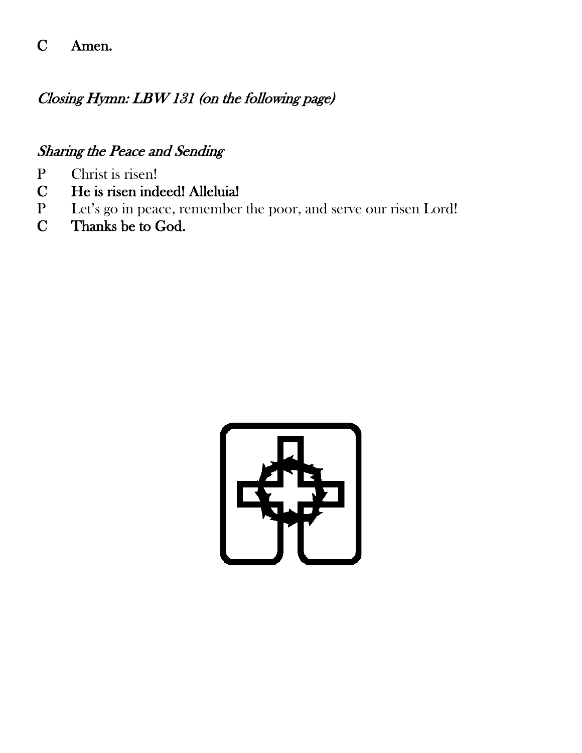**C Amen.**

*Closing Hymn: LBW 131 (on the following page)*

*Sharing the Peace and Sending*

P Christ is risen!

**C He is risen indeed! Alleluia!**

P Let's go in peace, remember the poor, and serve our risen Lord!

**C Thanks be to God.**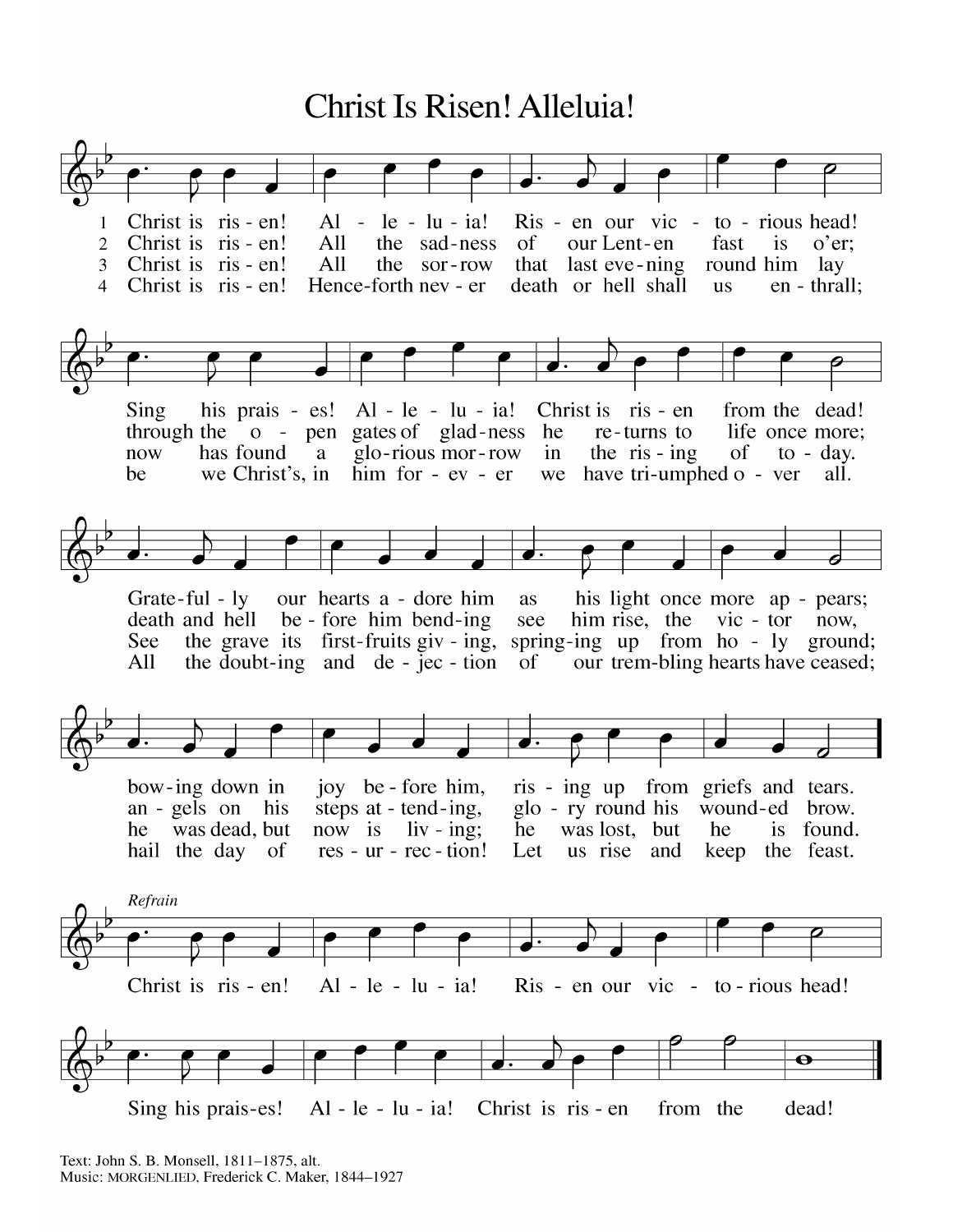# Christ Is Risen! Alleluia!

1. Christ is risen! Alleluia! Risen our victorious head! Sing his praises! Alleluia! Christ is risen from the dead! Gratefully our hearts adore him as his light once more appears; bowing down in joy before him, rising up from griefs and tears.

2. Christ is risen! All the sadness of our Lenten fast is o'er; through the open gates of gladness he returns to life once more; death and hell before him bending see him rise, the victor now, angels on his steps attending, glory round his wounded brow.

3. Christ is risen! All the sorrow that last evening round him lay now has found a glorious morrow in the rising of today. See the grave its first-fruits giving, springing up from holy ground; he was dead, but now is living; he was lost, but he is found.

4. Christ is risen! Henceforth never death or hell shall us enthrall; be we Christ's, in him forever we have triumphed over all. All the doubting and dejection of our trembling hearts have ceased; hail the day of resurrection! Let us rise and keep the feast.

*Refrain*

Christ is risen! Alleluia! Risen our victorious head! Sing his praises! Alleluia! Christ is risen from the dead!

Text: John S. B. Monsell, 1811–1875, alt.
Music: MORGENLIED, Frederick C. Maker, 1844–1927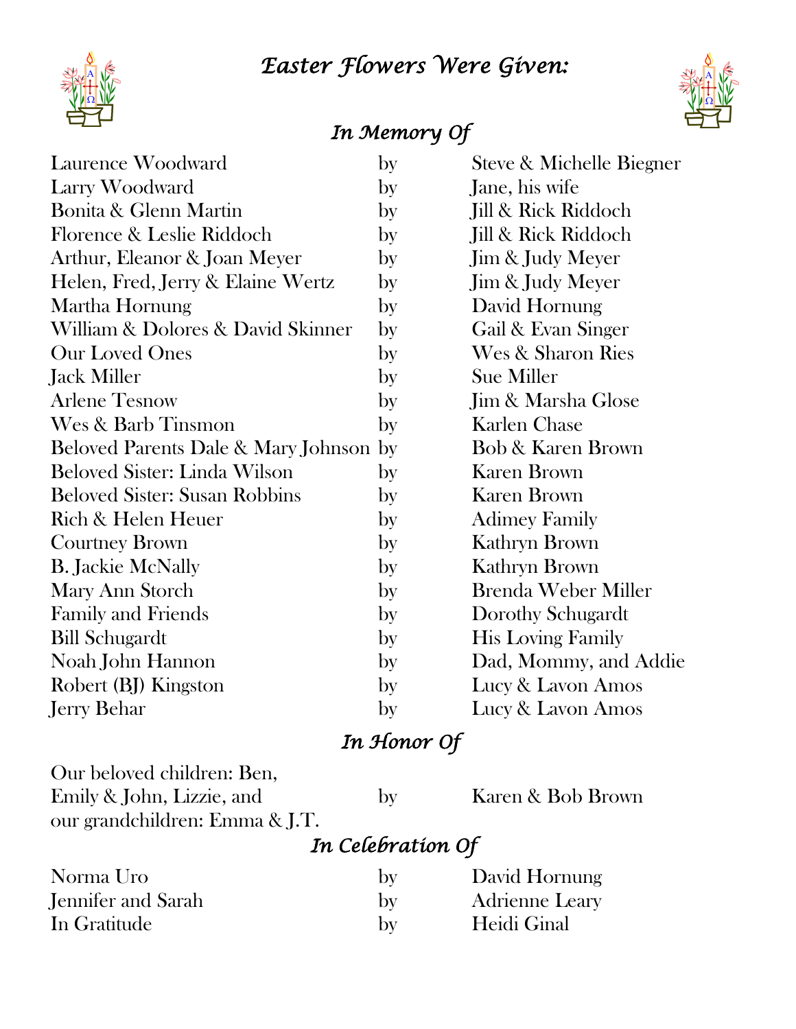# *Easter Flowers Were Given:*

## *In Memory Of*

| | | |
|---|---|---|
| Laurence Woodward | by | Steve & Michelle Biegner |
| Larry Woodward | by | Jane, his wife |
| Bonita & Glenn Martin | by | Jill & Rick Riddoch |
| Florence & Leslie Riddoch | by | Jill & Rick Riddoch |
| Arthur, Eleanor & Joan Meyer | by | Jim & Judy Meyer |
| Helen, Fred, Jerry & Elaine Wertz | by | Jim & Judy Meyer |
| Martha Hornung | by | David Hornung |
| William & Dolores & David Skinner | by | Gail & Evan Singer |
| Our Loved Ones | by | Wes & Sharon Ries |
| Jack Miller | by | Sue Miller |
| Arlene Tesnow | by | Jim & Marsha Glose |
| Wes & Barb Tinsmon | by | Karlen Chase |
| Beloved Parents Dale & Mary Johnson | by | Bob & Karen Brown |
| Beloved Sister: Linda Wilson | by | Karen Brown |
| Beloved Sister: Susan Robbins | by | Karen Brown |
| Rich & Helen Heuer | by | Adimey Family |
| Courtney Brown | by | Kathryn Brown |
| B. Jackie McNally | by | Kathryn Brown |
| Mary Ann Storch | by | Brenda Weber Miller |
| Family and Friends | by | Dorothy Schugardt |
| Bill Schugardt | by | His Loving Family |
| Noah John Hannon | by | Dad, Mommy, and Addie |
| Robert (BJ) Kingston | by | Lucy & Lavon Amos |
| Jerry Behar | by | Lucy & Lavon Amos |

## *In Honor Of*

| | | |
|---|---|---|
| Our beloved children: Ben, Emily & John, Lizzie, and our grandchildren: Emma & J.T. | by | Karen & Bob Brown |

## *In Celebration Of*

| | | |
|---|---|---|
| Norma Uro | by | David Hornung |
| Jennifer and Sarah | by | Adrienne Leary |
| In Gratitude | by | Heidi Ginal |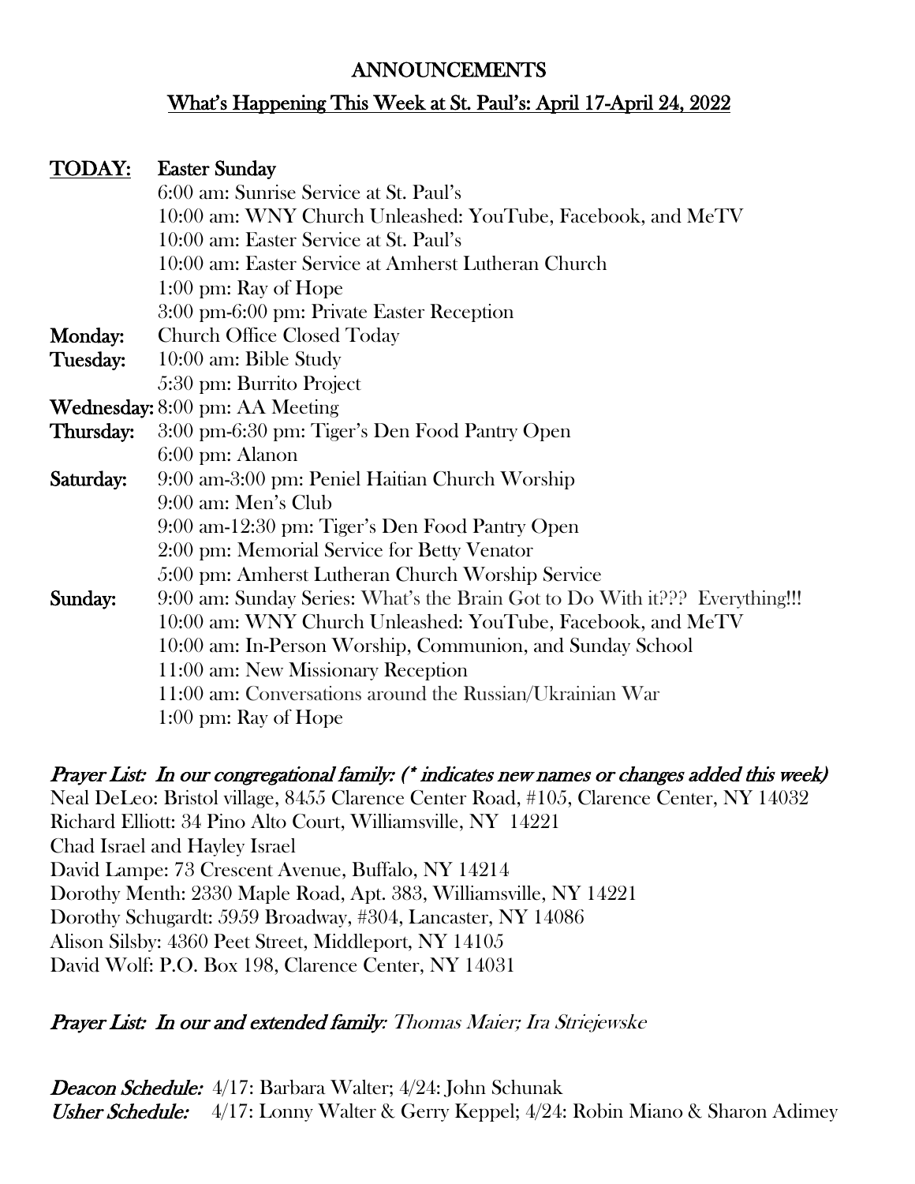# ANNOUNCEMENTS

## What's Happening This Week at St. Paul's: April 17-April 24, 2022

**TODAY:** **Easter Sunday**
- 6:00 am: Sunrise Service at St. Paul's
- 10:00 am: WNY Church Unleashed: YouTube, Facebook, and MeTV
- 10:00 am: Easter Service at St. Paul's
- 10:00 am: Easter Service at Amherst Lutheran Church
- 1:00 pm: Ray of Hope
- 3:00 pm-6:00 pm: Private Easter Reception

**Monday:** Church Office Closed Today

**Tuesday:**
- 10:00 am: Bible Study
- 5:30 pm: Burrito Project

**Wednesday:** 8:00 pm: AA Meeting

**Thursday:**
- 3:00 pm-6:30 pm: Tiger's Den Food Pantry Open
- 6:00 pm: Alanon

**Saturday:**
- 9:00 am-3:00 pm: Peniel Haitian Church Worship
- 9:00 am: Men's Club
- 9:00 am-12:30 pm: Tiger's Den Food Pantry Open
- 2:00 pm: Memorial Service for Betty Venator
- 5:00 pm: Amherst Lutheran Church Worship Service

**Sunday:**
- 9:00 am: Sunday Series: What's the Brain Got to Do With it??? Everything!!!
- 10:00 am: WNY Church Unleashed: YouTube, Facebook, and MeTV
- 10:00 am: In-Person Worship, Communion, and Sunday School
- 11:00 am: New Missionary Reception
- 11:00 am: Conversations around the Russian/Ukrainian War
- 1:00 pm: Ray of Hope

***Prayer List: In our congregational family: (* indicates new names or changes added this week)***

Neal DeLeo: Bristol village, 8455 Clarence Center Road, #105, Clarence Center, NY 14032
Richard Elliott: 34 Pino Alto Court, Williamsville, NY 14221
Chad Israel and Hayley Israel
David Lampe: 73 Crescent Avenue, Buffalo, NY 14214
Dorothy Menth: 2330 Maple Road, Apt. 383, Williamsville, NY 14221
Dorothy Schugardt: 5959 Broadway, #304, Lancaster, NY 14086
Alison Silsby: 4360 Peet Street, Middleport, NY 14105
David Wolf: P.O. Box 198, Clarence Center, NY 14031

***Prayer List: In our and extended family**: Thomas Maier; Ira Striejewske*

***Deacon Schedule:*** 4/17: Barbara Walter; 4/24: John Schunak
***Usher Schedule:*** 4/17: Lonny Walter & Gerry Keppel; 4/24: Robin Miano & Sharon Adimey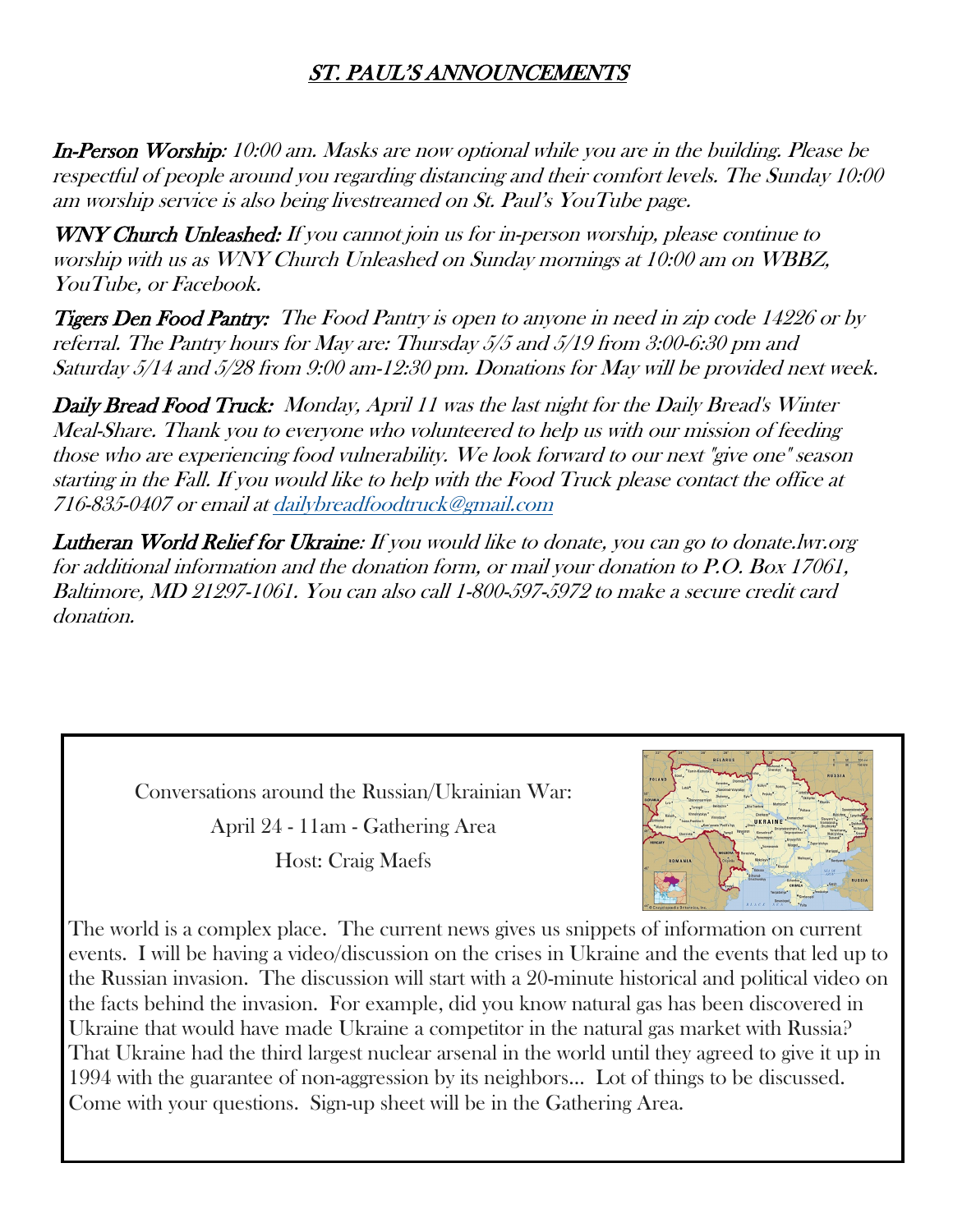# *ST. PAUL'S ANNOUNCEMENTS*

***In-Person Worship****: 10:00 am. Masks are now optional while you are in the building. Please be respectful of people around you regarding distancing and their comfort levels. The Sunday 10:00 am worship service is also being livestreamed on St. Paul's YouTube page.*

***WNY Church Unleashed:*** *If you cannot join us for in-person worship, please continue to worship with us as WNY Church Unleashed on Sunday mornings at 10:00 am on WBBZ, YouTube, or Facebook.*

***Tigers Den Food Pantry:*** *The Food Pantry is open to anyone in need in zip code 14226 or by referral. The Pantry hours for May are: Thursday 5/5 and 5/19 from 3:00-6:30 pm and Saturday 5/14 and 5/28 from 9:00 am-12:30 pm. Donations for May will be provided next week.*

***Daily Bread Food Truck:*** *Monday, April 11 was the last night for the Daily Bread's Winter Meal-Share. Thank you to everyone who volunteered to help us with our mission of feeding those who are experiencing food vulnerability. We look forward to our next "give one" season starting in the Fall. If you would like to help with the Food Truck please contact the office at 716-835-0407 or email at dailybreadfoodtruck@gmail.com*

***Lutheran World Relief for Ukraine****: If you would like to donate, you can go to donate.lwr.org for additional information and the donation form, or mail your donation to P.O. Box 17061, Baltimore, MD 21297-1061. You can also call 1-800-597-5972 to make a secure credit card donation.*

Conversations around the Russian/Ukrainian War:

April 24 - 11am - Gathering Area

Host: Craig Maefs

The world is a complex place. The current news gives us snippets of information on current events. I will be having a video/discussion on the crises in Ukraine and the events that led up to the Russian invasion. The discussion will start with a 20-minute historical and political video on the facts behind the invasion. For example, did you know natural gas has been discovered in Ukraine that would have made Ukraine a competitor in the natural gas market with Russia? That Ukraine had the third largest nuclear arsenal in the world until they agreed to give it up in 1994 with the guarantee of non-aggression by its neighbors… Lot of things to be discussed. Come with your questions. Sign-up sheet will be in the Gathering Area.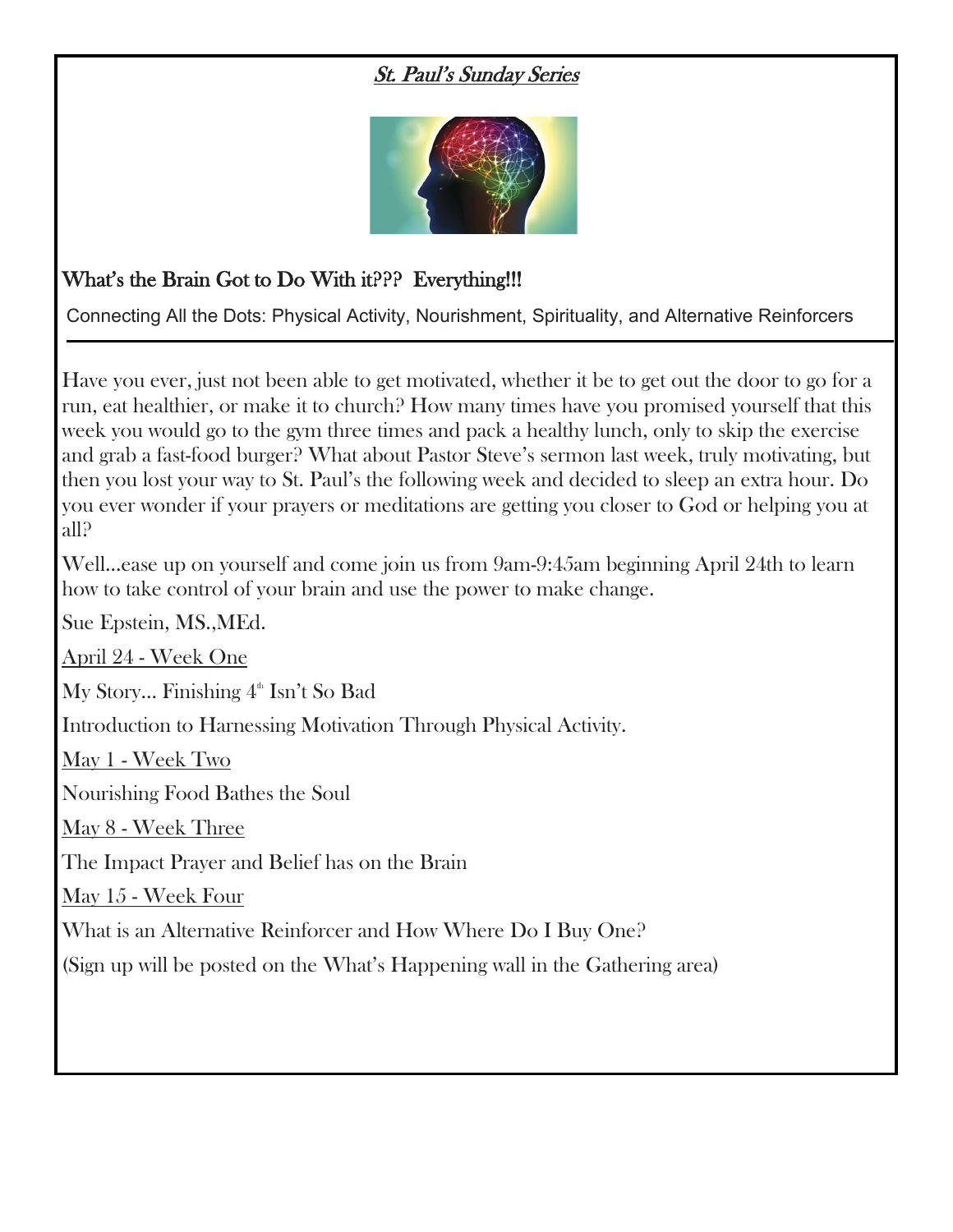## *St. Paul's Sunday Series*

### What's the Brain Got to Do With it??? Everything!!!

Connecting All the Dots: Physical Activity, Nourishment, Spirituality, and Alternative Reinforcers

---

Have you ever, just not been able to get motivated, whether it be to get out the door to go for a run, eat healthier, or make it to church? How many times have you promised yourself that this week you would go to the gym three times and pack a healthy lunch, only to skip the exercise and grab a fast-food burger? What about Pastor Steve's sermon last week, truly motivating, but then you lost your way to St. Paul's the following week and decided to sleep an extra hour. Do you ever wonder if your prayers or meditations are getting you closer to God or helping you at all?

Well…ease up on yourself and come join us from 9am-9:45am beginning April 24th to learn how to take control of your brain and use the power to make change.

Sue Epstein, MS.,MEd.

<u>April 24 - Week One</u>

My Story… Finishing 4th Isn't So Bad

Introduction to Harnessing Motivation Through Physical Activity.

<u>May 1 - Week Two</u>

Nourishing Food Bathes the Soul

<u>May 8 - Week Three</u>

The Impact Prayer and Belief has on the Brain

<u>May 15 - Week Four</u>

What is an Alternative Reinforcer and How Where Do I Buy One?

(Sign up will be posted on the What's Happening wall in the Gathering area)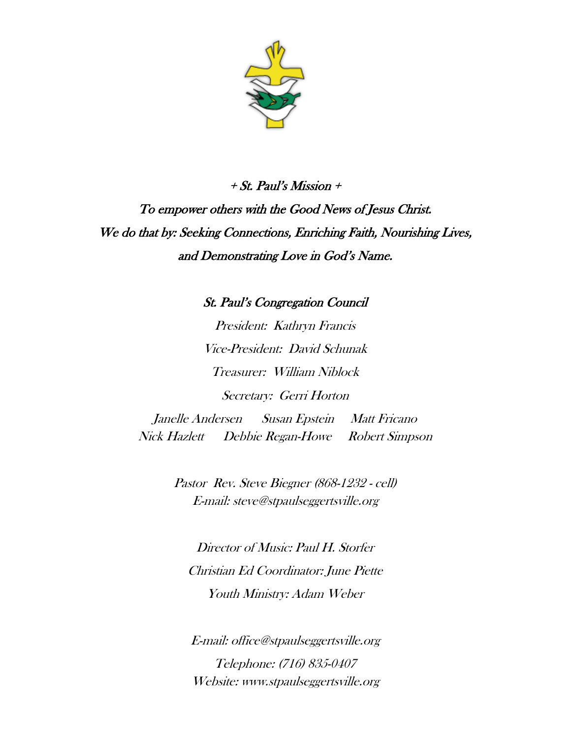*+ St. Paul's Mission +*

*To empower others with the Good News of Jesus Christ.*
*We do that by: Seeking Connections, Enriching Faith, Nourishing Lives, and Demonstrating Love in God's Name.*

*St. Paul's Congregation Council*

*President: Kathryn Francis*

*Vice-President: David Schunak*

*Treasurer: William Niblock*

*Secretary: Gerri Horton*

*Janelle Andersen Susan Epstein Matt Fricano*
*Nick Hazlett Debbie Regan-Howe Robert Simpson*

*Pastor Rev. Steve Biegner (868-1232 - cell)*
*E-mail: steve@stpaulseggertsville.org*

*Director of Music: Paul H. Storfer*

*Christian Ed Coordinator: June Piette*

*Youth Ministry: Adam Weber*

*E-mail: office@stpaulseggertsville.org*

*Telephone: (716) 835-0407*
*Website: www.stpaulseggertsville.org*